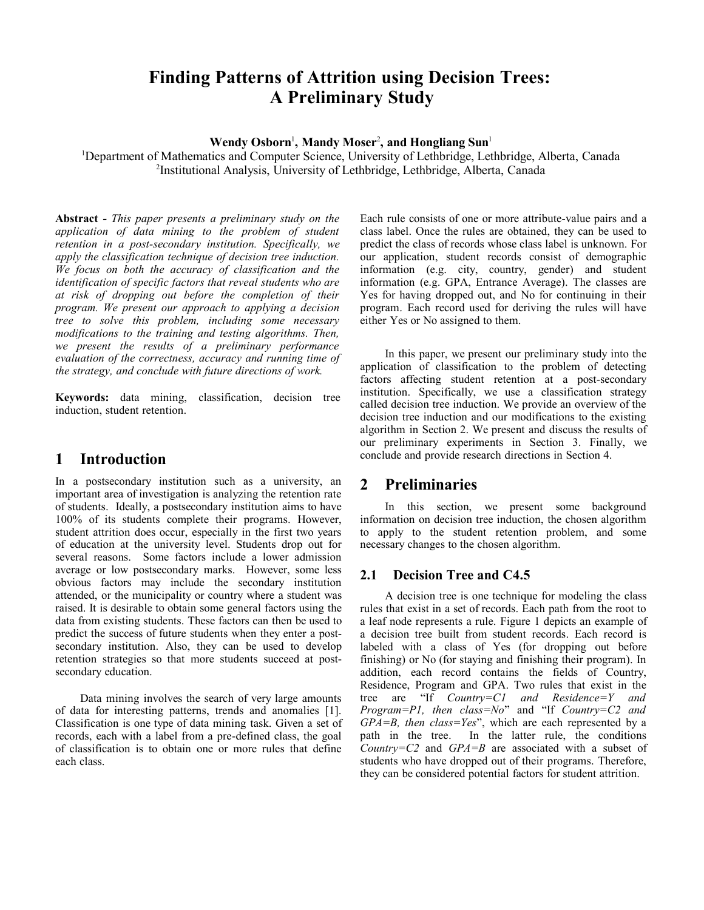# Finding Patterns of Attrition using Decision Trees: A Preliminary Study

**Wendy Osborn**[1], **Mandy Moser**[2], **and Hongliang Sun**[1]

[1]Department of Mathematics and Computer Science, University of Lethbridge, Lethbridge, Alberta, Canada
[2]Institutional Analysis, University of Lethbridge, Lethbridge, Alberta, Canada

**Abstract -** *This paper presents a preliminary study on the application of data mining to the problem of student retention in a post-secondary institution. Specifically, we apply the classification technique of decision tree induction. We focus on both the accuracy of classification and the identification of specific factors that reveal students who are at risk of dropping out before the completion of their program. We present our approach to applying a decision tree to solve this problem, including some necessary modifications to the training and testing algorithms. Then, we present the results of a preliminary performance evaluation of the correctness, accuracy and running time of the strategy, and conclude with future directions of work.*

**Keywords:** data mining, classification, decision tree induction, student retention.

## 1 Introduction

In a postsecondary institution such as a university, an important area of investigation is analyzing the retention rate of students. Ideally, a postsecondary institution aims to have 100% of its students complete their programs. However, student attrition does occur, especially in the first two years of education at the university level. Students drop out for several reasons. Some factors include a lower admission average or low postsecondary marks. However, some less obvious factors may include the secondary institution attended, or the municipality or country where a student was raised. It is desirable to obtain some general factors using the data from existing students. These factors can then be used to predict the success of future students when they enter a post-secondary institution. Also, they can be used to develop retention strategies so that more students succeed at post-secondary education.

Data mining involves the search of very large amounts of data for interesting patterns, trends and anomalies [1]. Classification is one type of data mining task. Given a set of records, each with a label from a pre-defined class, the goal of classification is to obtain one or more rules that define each class. Each rule consists of one or more attribute-value pairs and a class label. Once the rules are obtained, they can be used to predict the class of records whose class label is unknown. For our application, student records consist of demographic information (e.g. city, country, gender) and student information (e.g. GPA, Entrance Average). The classes are Yes for having dropped out, and No for continuing in their program. Each record used for deriving the rules will have either Yes or No assigned to them.

In this paper, we present our preliminary study into the application of classification to the problem of detecting factors affecting student retention at a post-secondary institution. Specifically, we use a classification strategy called decision tree induction. We provide an overview of the decision tree induction and our modifications to the existing algorithm in Section 2. We present and discuss the results of our preliminary experiments in Section 3. Finally, we conclude and provide research directions in Section 4.

## 2 Preliminaries

In this section, we present some background information on decision tree induction, the chosen algorithm to apply to the student retention problem, and some necessary changes to the chosen algorithm.

### 2.1 Decision Tree and C4.5

A decision tree is one technique for modeling the class rules that exist in a set of records. Each path from the root to a leaf node represents a rule. Figure 1 depicts an example of a decision tree built from student records. Each record is labeled with a class of Yes (for dropping out before finishing) or No (for staying and finishing their program). In addition, each record contains the fields of Country, Residence, Program and GPA. Two rules that exist in the tree are "If *Country=C1 and Residence=Y and Program=P1, then class=No*" and "If *Country=C2 and GPA=B, then class=Yes*", which are each represented by a path in the tree. In the latter rule, the conditions *Country=C2* and *GPA=B* are associated with a subset of students who have dropped out of their programs. Therefore, they can be considered potential factors for student attrition.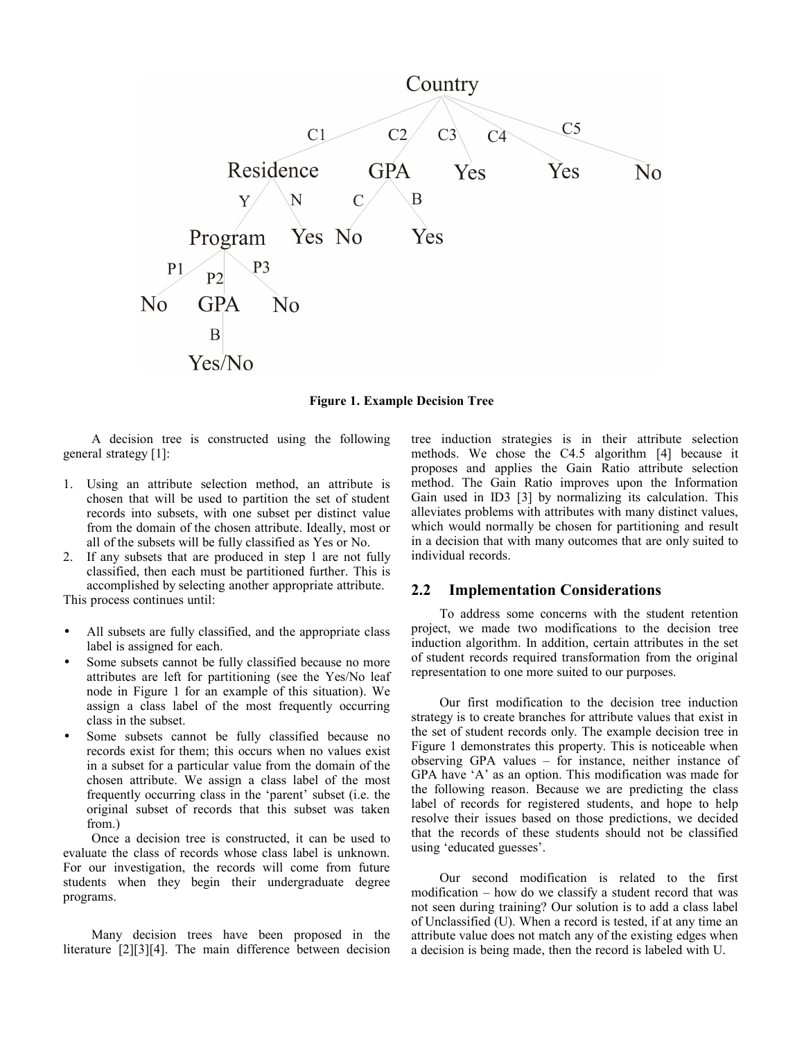Figure 1. Example Decision Tree

A decision tree is constructed using the following general strategy [1]:

1. Using an attribute selection method, an attribute is chosen that will be used to partition the set of student records into subsets, with one subset per distinct value from the domain of the chosen attribute. Ideally, most or all of the subsets will be fully classified as Yes or No.
2. If any subsets that are produced in step 1 are not fully classified, then each must be partitioned further. This is accomplished by selecting another appropriate attribute.

This process continues until:

- All subsets are fully classified, and the appropriate class label is assigned for each.
- Some subsets cannot be fully classified because no more attributes are left for partitioning (see the Yes/No leaf node in Figure 1 for an example of this situation). We assign a class label of the most frequently occurring class in the subset.
- Some subsets cannot be fully classified because no records exist for them; this occurs when no values exist in a subset for a particular value from the domain of the chosen attribute. We assign a class label of the most frequently occurring class in the 'parent' subset (i.e. the original subset of records that this subset was taken from.)

Once a decision tree is constructed, it can be used to evaluate the class of records whose class label is unknown. For our investigation, the records will come from future students when they begin their undergraduate degree programs.

Many decision trees have been proposed in the literature [2][3][4]. The main difference between decision tree induction strategies is in their attribute selection methods. We chose the C4.5 algorithm [4] because it proposes and applies the Gain Ratio attribute selection method. The Gain Ratio improves upon the Information Gain used in ID3 [3] by normalizing its calculation. This alleviates problems with attributes with many distinct values, which would normally be chosen for partitioning and result in a decision that with many outcomes that are only suited to individual records.

## 2.2 Implementation Considerations

To address some concerns with the student retention project, we made two modifications to the decision tree induction algorithm. In addition, certain attributes in the set of student records required transformation from the original representation to one more suited to our purposes.

Our first modification to the decision tree induction strategy is to create branches for attribute values that exist in the set of student records only. The example decision tree in Figure 1 demonstrates this property. This is noticeable when observing GPA values – for instance, neither instance of GPA have 'A' as an option. This modification was made for the following reason. Because we are predicting the class label of records for registered students, and hope to help resolve their issues based on those predictions, we decided that the records of these students should not be classified using 'educated guesses'.

Our second modification is related to the first modification – how do we classify a student record that was not seen during training? Our solution is to add a class label of Unclassified (U). When a record is tested, if at any time an attribute value does not match any of the existing edges when a decision is being made, then the record is labeled with U.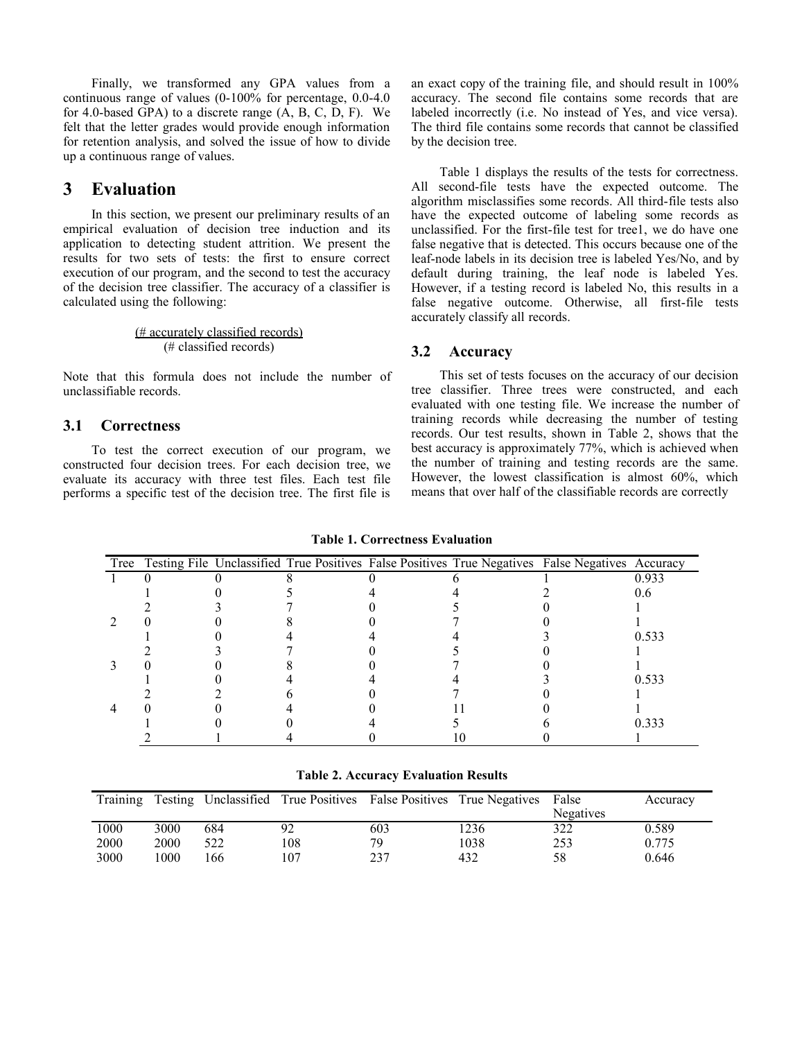Finally, we transformed any GPA values from a continuous range of values (0-100% for percentage, 0.0-4.0 for 4.0-based GPA) to a discrete range (A, B, C, D, F). We felt that the letter grades would provide enough information for retention analysis, and solved the issue of how to divide up a continuous range of values.

# 3 Evaluation

In this section, we present our preliminary results of an empirical evaluation of decision tree induction and its application to detecting student attrition. We present the results for two sets of tests: the first to ensure correct execution of our program, and the second to test the accuracy of the decision tree classifier. The accuracy of a classifier is calculated using the following:

$$\frac{\text{(\# accurately classified records)}}{\text{(\# classified records)}}$$

Note that this formula does not include the number of unclassifiable records.

## 3.1 Correctness

To test the correct execution of our program, we constructed four decision trees. For each decision tree, we evaluate its accuracy with three test files. Each test file performs a specific test of the decision tree. The first file is an exact copy of the training file, and should result in 100% accuracy. The second file contains some records that are labeled incorrectly (i.e. No instead of Yes, and vice versa). The third file contains some records that cannot be classified by the decision tree.

Table 1 displays the results of the tests for correctness. All second-file tests have the expected outcome. The algorithm misclassifies some records. All third-file tests also have the expected outcome of labeling some records as unclassified. For the first-file test for tree1, we do have one false negative that is detected. This occurs because one of the leaf-node labels in its decision tree is labeled Yes/No, and by default during training, the leaf node is labeled Yes. However, if a testing record is labeled No, this results in a false negative outcome. Otherwise, all first-file tests accurately classify all records.

## 3.2 Accuracy

This set of tests focuses on the accuracy of our decision tree classifier. Three trees were constructed, and each evaluated with one testing file. We increase the number of training records while decreasing the number of testing records. Our test results, shown in Table 2, shows that the best accuracy is approximately 77%, which is achieved when the number of training and testing records are the same. However, the lowest classification is almost 60%, which means that over half of the classifiable records are correctly

**Table 1. Correctness Evaluation**

| Tree | Testing File | Unclassified | True Positives | False Positives | True Negatives | False Negatives | Accuracy |
|---|---|---|---|---|---|---|---|
| 1 | 0 | 0 | 8 | 0 | 6 | 1 | 0.933 |
| | 1 | 0 | 5 | 4 | 4 | 2 | 0.6 |
| | 2 | 3 | 7 | 0 | 5 | 0 | 1 |
| 2 | 0 | 0 | 8 | 0 | 7 | 0 | 1 |
| | 1 | 0 | 4 | 4 | 4 | 3 | 0.533 |
| | 2 | 3 | 7 | 0 | 5 | 0 | 1 |
| 3 | 0 | 0 | 8 | 0 | 7 | 0 | 1 |
| | 1 | 0 | 4 | 4 | 4 | 3 | 0.533 |
| | 2 | 2 | 6 | 0 | 7 | 0 | 1 |
| 4 | 0 | 0 | 4 | 0 | 11 | 0 | 1 |
| | 1 | 0 | 0 | 4 | 5 | 6 | 0.333 |
| | 2 | 1 | 4 | 0 | 10 | 0 | 1 |

**Table 2. Accuracy Evaluation Results**

| Training | Testing | Unclassified | True Positives | False Positives | True Negatives | False Negatives | Accuracy |
|---|---|---|---|---|---|---|---|
| 1000 | 3000 | 684 | 92 | 603 | 1236 | 322 | 0.589 |
| 2000 | 2000 | 522 | 108 | 79 | 1038 | 253 | 0.775 |
| 3000 | 1000 | 166 | 107 | 237 | 432 | 58 | 0.646 |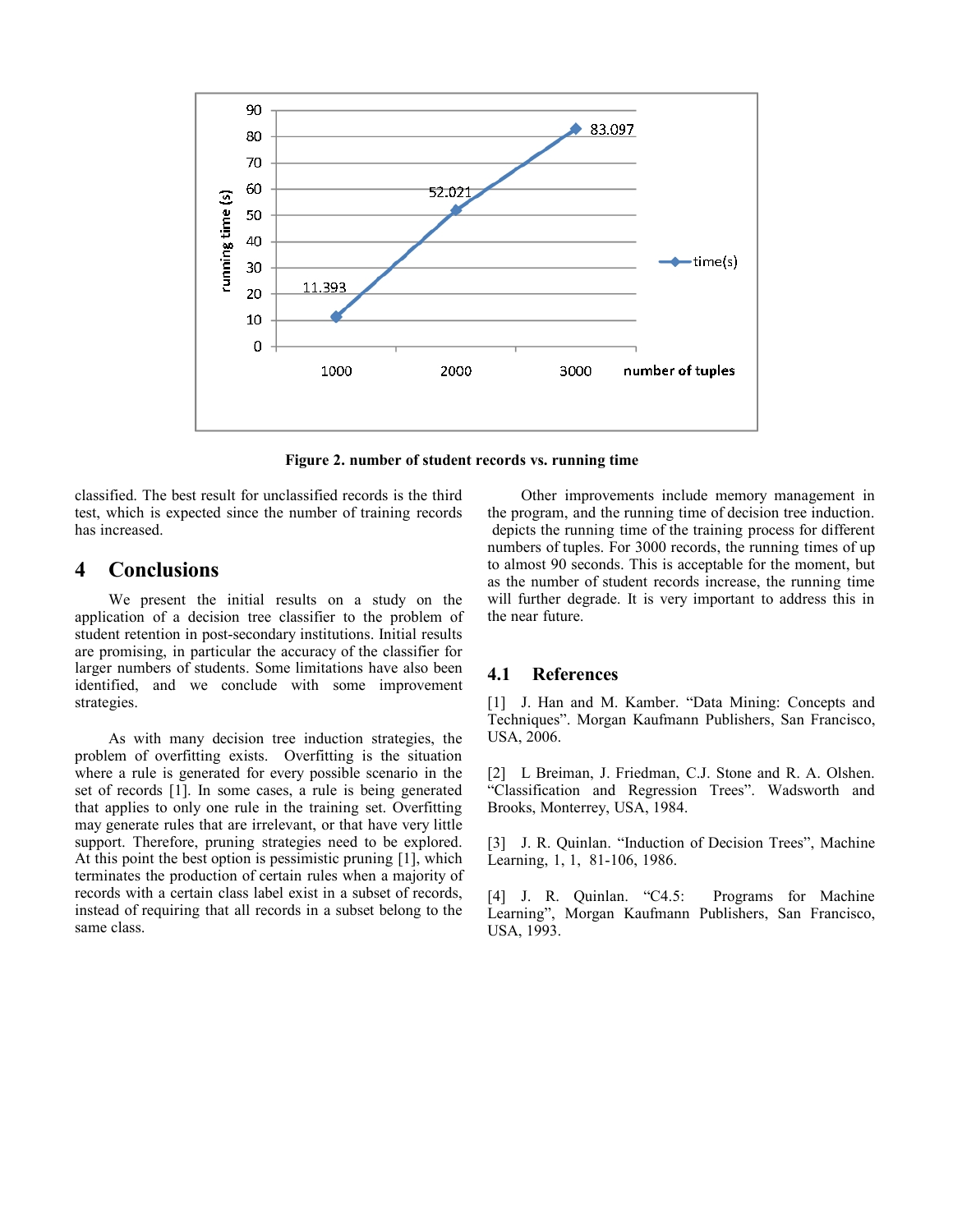90
80
70
60
50
40
30
20
10
0

running time (s)

11.393
52.021
83.097

1000
2000
3000
number of tuples

time(s)

**Figure 2. number of student records vs. running time**

classified. The best result for unclassified records is the third test, which is expected since the number of training records has increased.

## 4 Conclusions

We present the initial results on a study on the application of a decision tree classifier to the problem of student retention in post-secondary institutions. Initial results are promising, in particular the accuracy of the classifier for larger numbers of students. Some limitations have also been identified, and we conclude with some improvement strategies.

As with many decision tree induction strategies, the problem of overfitting exists. Overfitting is the situation where a rule is generated for every possible scenario in the set of records [1]. In some cases, a rule is being generated that applies to only one rule in the training set. Overfitting may generate rules that are irrelevant, or that have very little support. Therefore, pruning strategies need to be explored. At this point the best option is pessimistic pruning [1], which terminates the production of certain rules when a majority of records with a certain class label exist in a subset of records, instead of requiring that all records in a subset belong to the same class.

Other improvements include memory management in the program, and the running time of decision tree induction. depicts the running time of the training process for different numbers of tuples. For 3000 records, the running times of up to almost 90 seconds. This is acceptable for the moment, but as the number of student records increase, the running time will further degrade. It is very important to address this in the near future.

### 4.1 References

[1] J. Han and M. Kamber. "Data Mining: Concepts and Techniques". Morgan Kaufmann Publishers, San Francisco, USA, 2006.

[2] L Breiman, J. Friedman, C.J. Stone and R. A. Olshen. "Classification and Regression Trees". Wadsworth and Brooks, Monterrey, USA, 1984.

[3] J. R. Quinlan. "Induction of Decision Trees", Machine Learning, 1, 1, 81-106, 1986.

[4] J. R. Quinlan. "C4.5: Programs for Machine Learning", Morgan Kaufmann Publishers, San Francisco, USA, 1993.